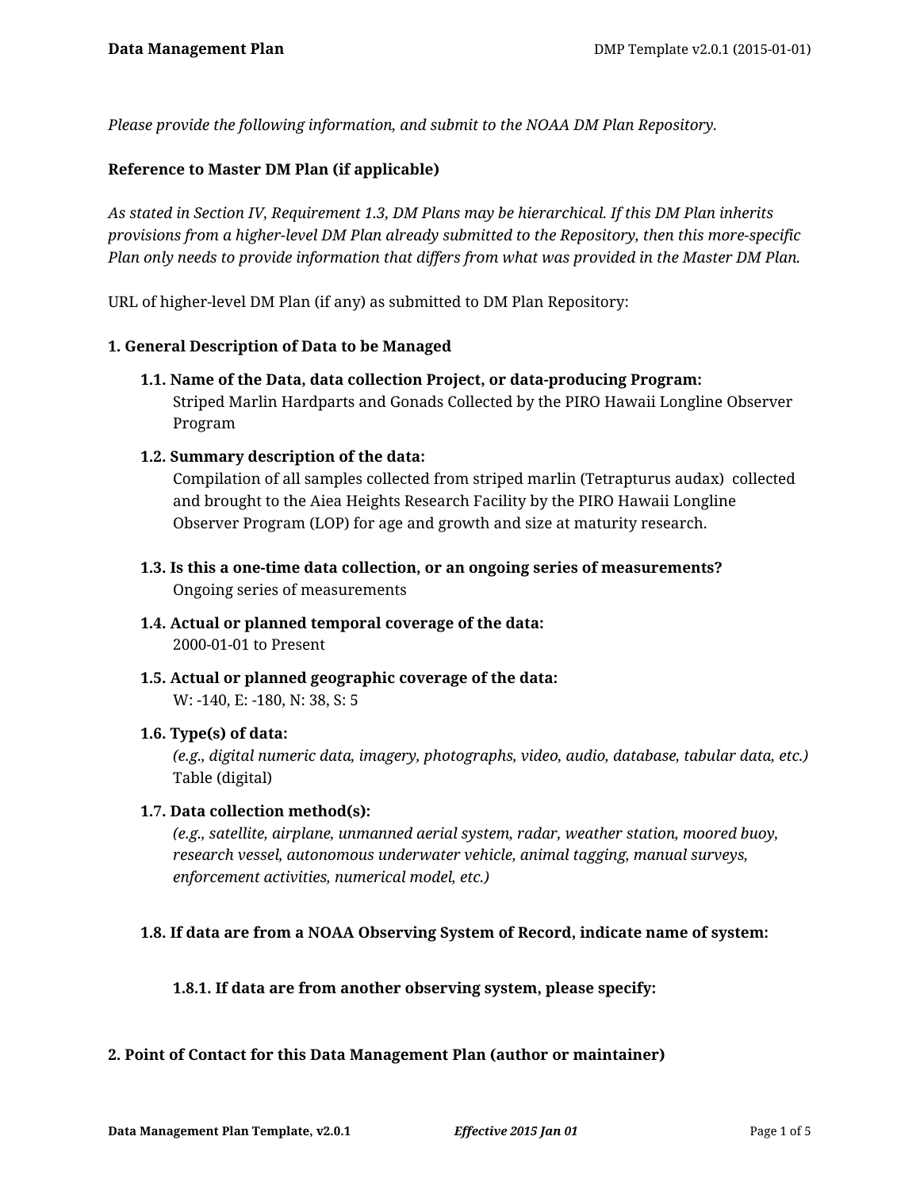*Please provide the following information, and submit to the NOAA DM Plan Repository.*

**Reference to Master DM Plan (if applicable)**

*As stated in Section IV, Requirement 1.3, DM Plans may be hierarchical. If this DM Plan inherits provisions from a higher-level DM Plan already submitted to the Repository, then this more-specific Plan only needs to provide information that differs from what was provided in the Master DM Plan.*

URL of higher-level DM Plan (if any) as submitted to DM Plan Repository:

**1. General Description of Data to be Managed**

**1.1. Name of the Data, data collection Project, or data-producing Program:**
Striped Marlin Hardparts and Gonads Collected by the PIRO Hawaii Longline Observer Program

**1.2. Summary description of the data:**
Compilation of all samples collected from striped marlin (Tetrapturus audax) collected and brought to the Aiea Heights Research Facility by the PIRO Hawaii Longline Observer Program (LOP) for age and growth and size at maturity research.

**1.3. Is this a one-time data collection, or an ongoing series of measurements?**
Ongoing series of measurements

**1.4. Actual or planned temporal coverage of the data:**
2000-01-01 to Present

**1.5. Actual or planned geographic coverage of the data:**
W: -140, E: -180, N: 38, S: 5

**1.6. Type(s) of data:**
*(e.g., digital numeric data, imagery, photographs, video, audio, database, tabular data, etc.)*
Table (digital)

**1.7. Data collection method(s):**
*(e.g., satellite, airplane, unmanned aerial system, radar, weather station, moored buoy, research vessel, autonomous underwater vehicle, animal tagging, manual surveys, enforcement activities, numerical model, etc.)*

**1.8. If data are from a NOAA Observing System of Record, indicate name of system:**

**1.8.1. If data are from another observing system, please specify:**

**2. Point of Contact for this Data Management Plan (author or maintainer)**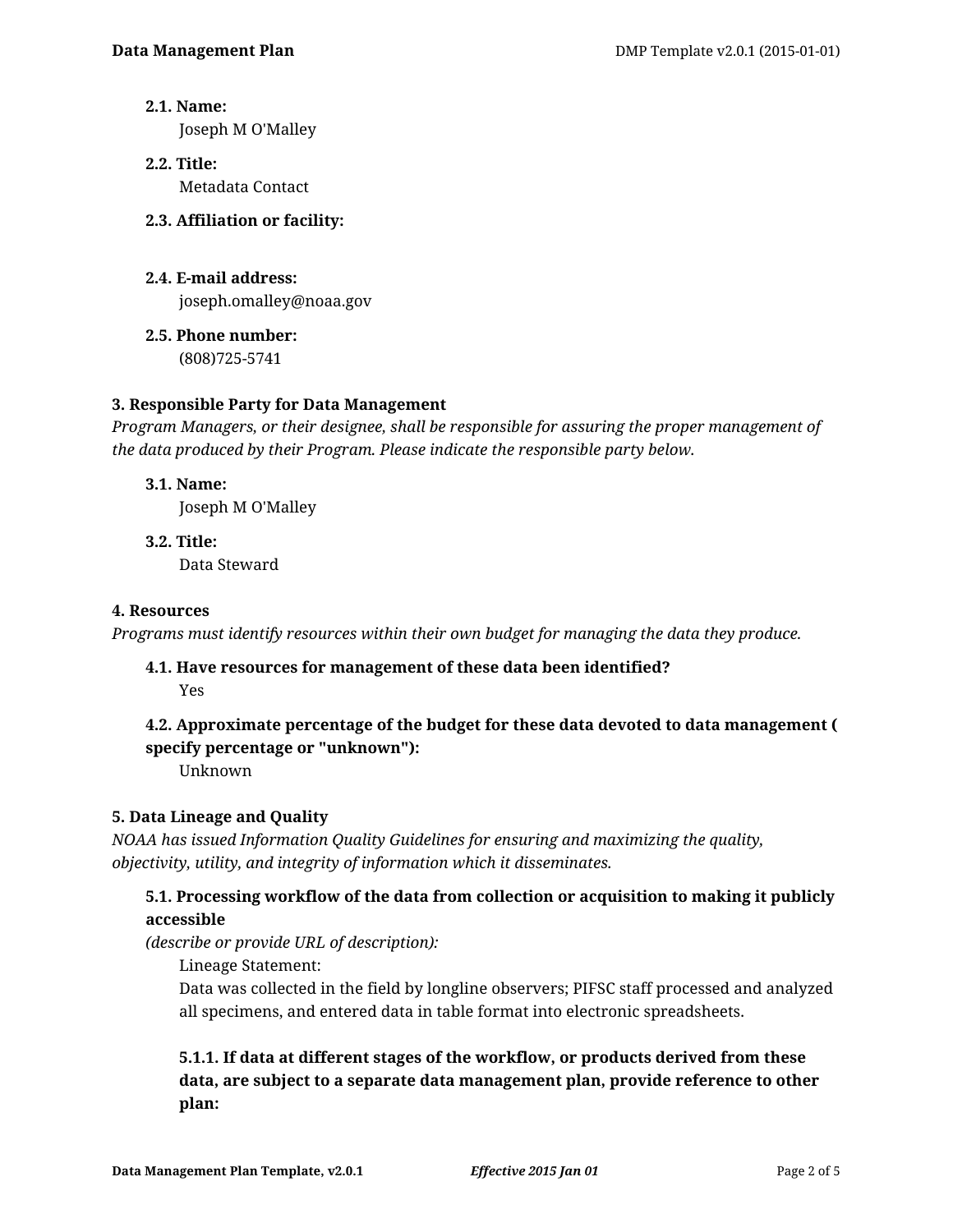**2.1. Name:**
Joseph M O'Malley

**2.2. Title:**
Metadata Contact

**2.3. Affiliation or facility:**

**2.4. E-mail address:**
joseph.omalley@noaa.gov

**2.5. Phone number:**
(808)725-5741

### 3. Responsible Party for Data Management

*Program Managers, or their designee, shall be responsible for assuring the proper management of the data produced by their Program. Please indicate the responsible party below.*

**3.1. Name:**
Joseph M O'Malley

**3.2. Title:**
Data Steward

### 4. Resources

*Programs must identify resources within their own budget for managing the data they produce.*

**4.1. Have resources for management of these data been identified?**
Yes

**4.2. Approximate percentage of the budget for these data devoted to data management ( specify percentage or "unknown"):**
Unknown

### 5. Data Lineage and Quality

*NOAA has issued Information Quality Guidelines for ensuring and maximizing the quality, objectivity, utility, and integrity of information which it disseminates.*

**5.1. Processing workflow of the data from collection or acquisition to making it publicly accessible**
*(describe or provide URL of description):*

Lineage Statement:
Data was collected in the field by longline observers; PIFSC staff processed and analyzed all specimens, and entered data in table format into electronic spreadsheets.

**5.1.1. If data at different stages of the workflow, or products derived from these data, are subject to a separate data management plan, provide reference to other plan:**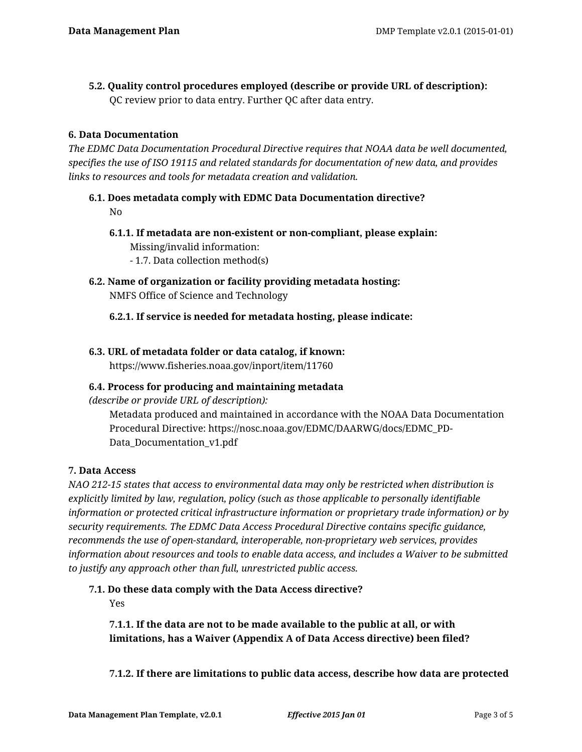**5.2. Quality control procedures employed (describe or provide URL of description):**

QC review prior to data entry. Further QC after data entry.

### 6. Data Documentation

*The EDMC Data Documentation Procedural Directive requires that NOAA data be well documented, specifies the use of ISO 19115 and related standards for documentation of new data, and provides links to resources and tools for metadata creation and validation.*

**6.1. Does metadata comply with EDMC Data Documentation directive?**

No

**6.1.1. If metadata are non-existent or non-compliant, please explain:**

Missing/invalid information:
- 1.7. Data collection method(s)

**6.2. Name of organization or facility providing metadata hosting:**

NMFS Office of Science and Technology

**6.2.1. If service is needed for metadata hosting, please indicate:**

**6.3. URL of metadata folder or data catalog, if known:**

https://www.fisheries.noaa.gov/inport/item/11760

**6.4. Process for producing and maintaining metadata**
*(describe or provide URL of description):*

Metadata produced and maintained in accordance with the NOAA Data Documentation Procedural Directive: https://nosc.noaa.gov/EDMC/DAARWG/docs/EDMC_PD-Data_Documentation_v1.pdf

### 7. Data Access

*NAO 212-15 states that access to environmental data may only be restricted when distribution is explicitly limited by law, regulation, policy (such as those applicable to personally identifiable information or protected critical infrastructure information or proprietary trade information) or by security requirements. The EDMC Data Access Procedural Directive contains specific guidance, recommends the use of open-standard, interoperable, non-proprietary web services, provides information about resources and tools to enable data access, and includes a Waiver to be submitted to justify any approach other than full, unrestricted public access.*

**7.1. Do these data comply with the Data Access directive?**

Yes

**7.1.1. If the data are not to be made available to the public at all, or with limitations, has a Waiver (Appendix A of Data Access directive) been filed?**

**7.1.2. If there are limitations to public data access, describe how data are protected**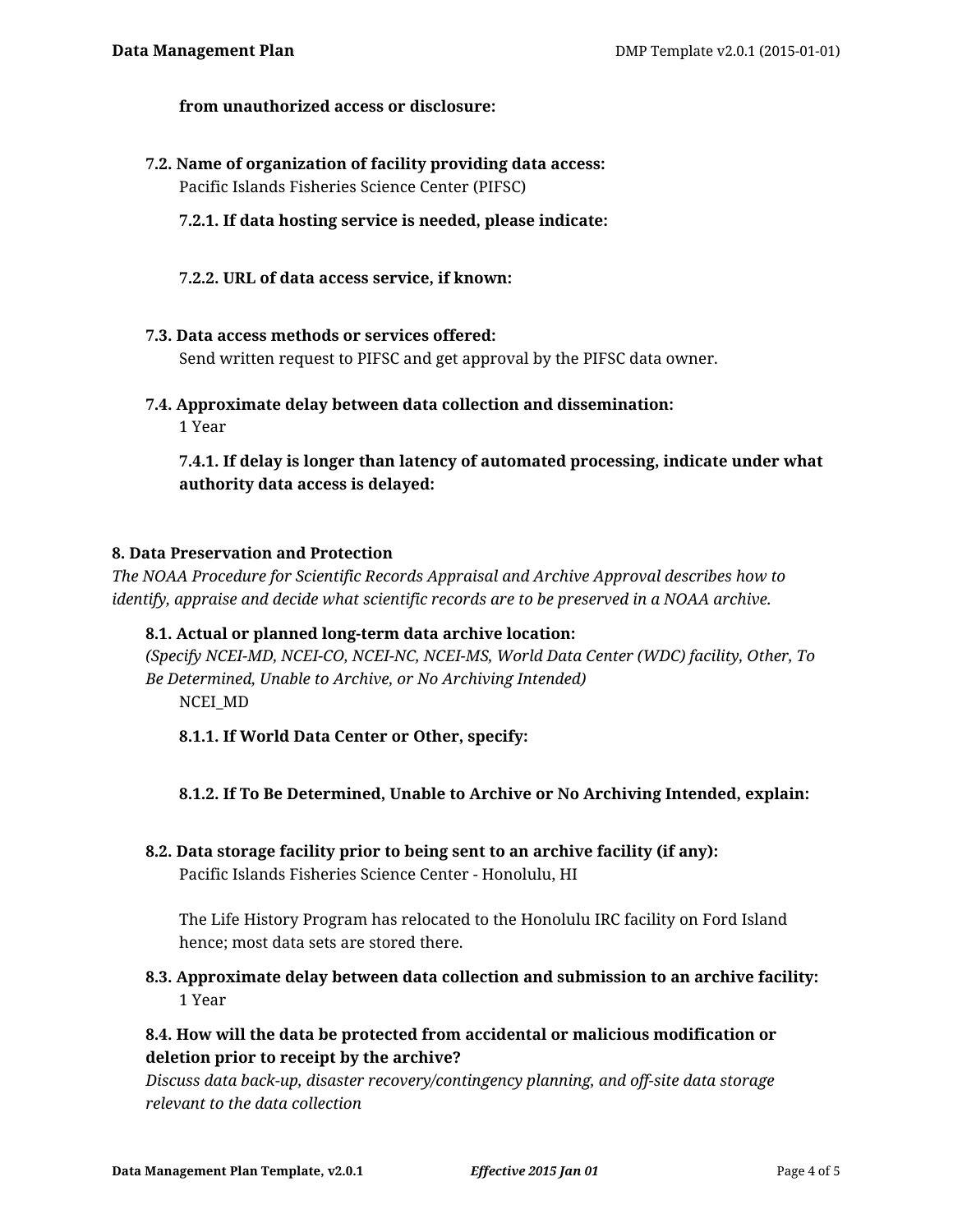**from unauthorized access or disclosure:**

**7.2. Name of organization of facility providing data access:**

Pacific Islands Fisheries Science Center (PIFSC)

**7.2.1. If data hosting service is needed, please indicate:**

**7.2.2. URL of data access service, if known:**

**7.3. Data access methods or services offered:**

Send written request to PIFSC and get approval by the PIFSC data owner.

**7.4. Approximate delay between data collection and dissemination:**

1 Year

**7.4.1. If delay is longer than latency of automated processing, indicate under what authority data access is delayed:**

## 8. Data Preservation and Protection

*The NOAA Procedure for Scientific Records Appraisal and Archive Approval describes how to identify, appraise and decide what scientific records are to be preserved in a NOAA archive.*

**8.1. Actual or planned long-term data archive location:**

*(Specify NCEI-MD, NCEI-CO, NCEI-NC, NCEI-MS, World Data Center (WDC) facility, Other, To Be Determined, Unable to Archive, or No Archiving Intended)*

NCEI_MD

**8.1.1. If World Data Center or Other, specify:**

**8.1.2. If To Be Determined, Unable to Archive or No Archiving Intended, explain:**

**8.2. Data storage facility prior to being sent to an archive facility (if any):**

Pacific Islands Fisheries Science Center - Honolulu, HI

The Life History Program has relocated to the Honolulu IRC facility on Ford Island hence; most data sets are stored there.

**8.3. Approximate delay between data collection and submission to an archive facility:**

1 Year

**8.4. How will the data be protected from accidental or malicious modification or deletion prior to receipt by the archive?**

*Discuss data back-up, disaster recovery/contingency planning, and off-site data storage relevant to the data collection*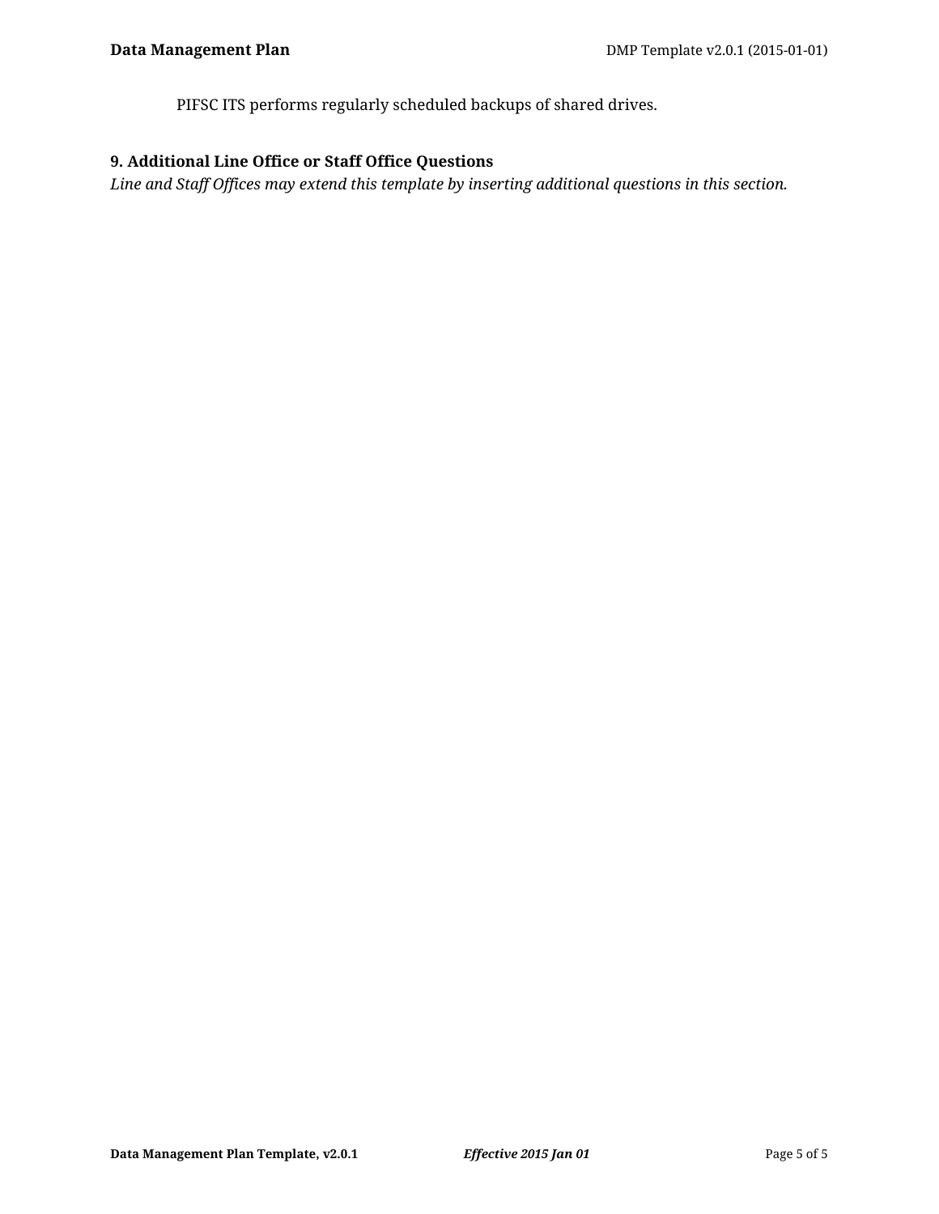PIFSC ITS performs regularly scheduled backups of shared drives.

### 9. Additional Line Office or Staff Office Questions

*Line and Staff Offices may extend this template by inserting additional questions in this section.*